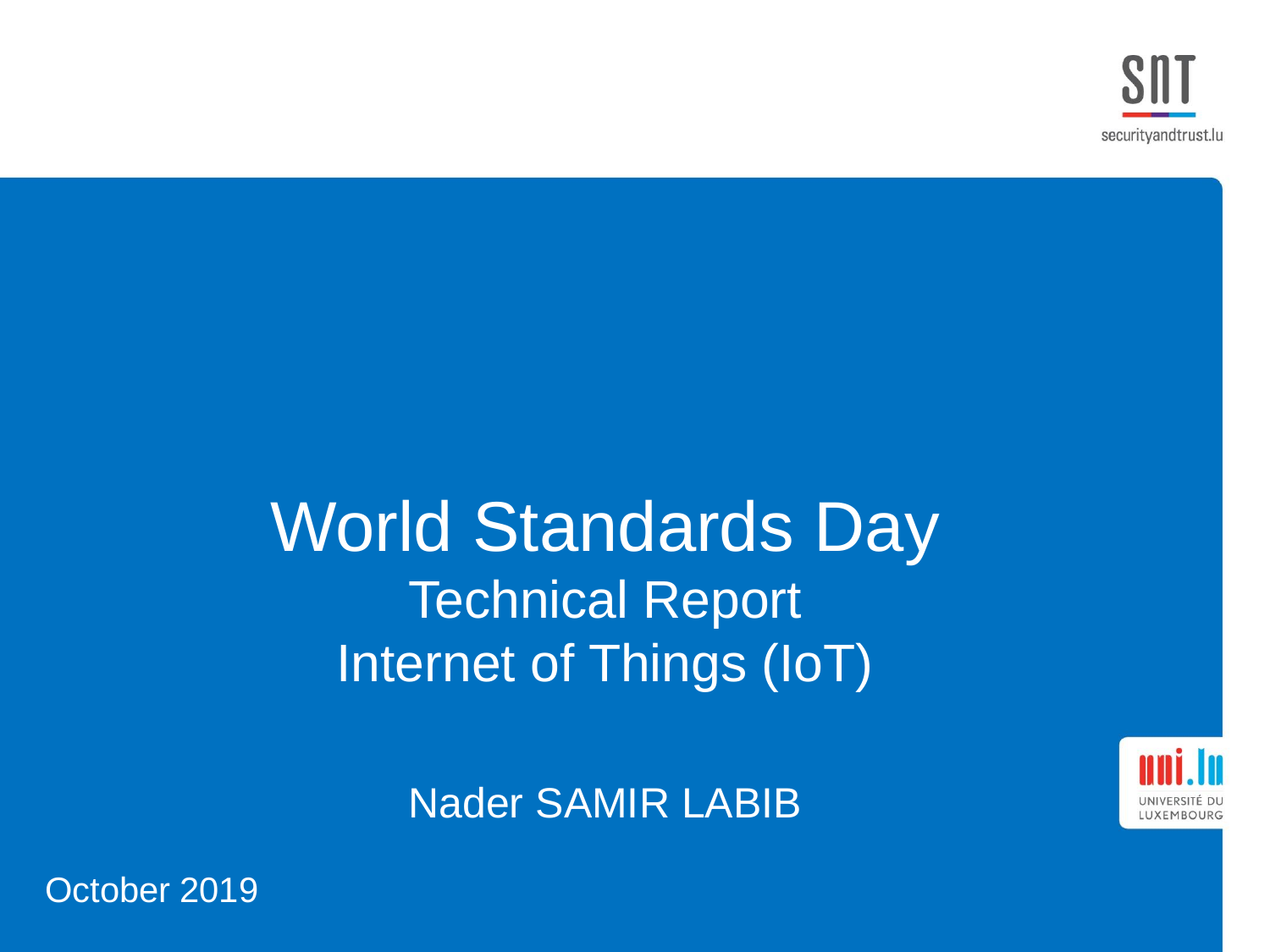# World Standards Day

## Technical Report

## Internet of Things (IoT)

Nader SAMIR LABIB

October 2019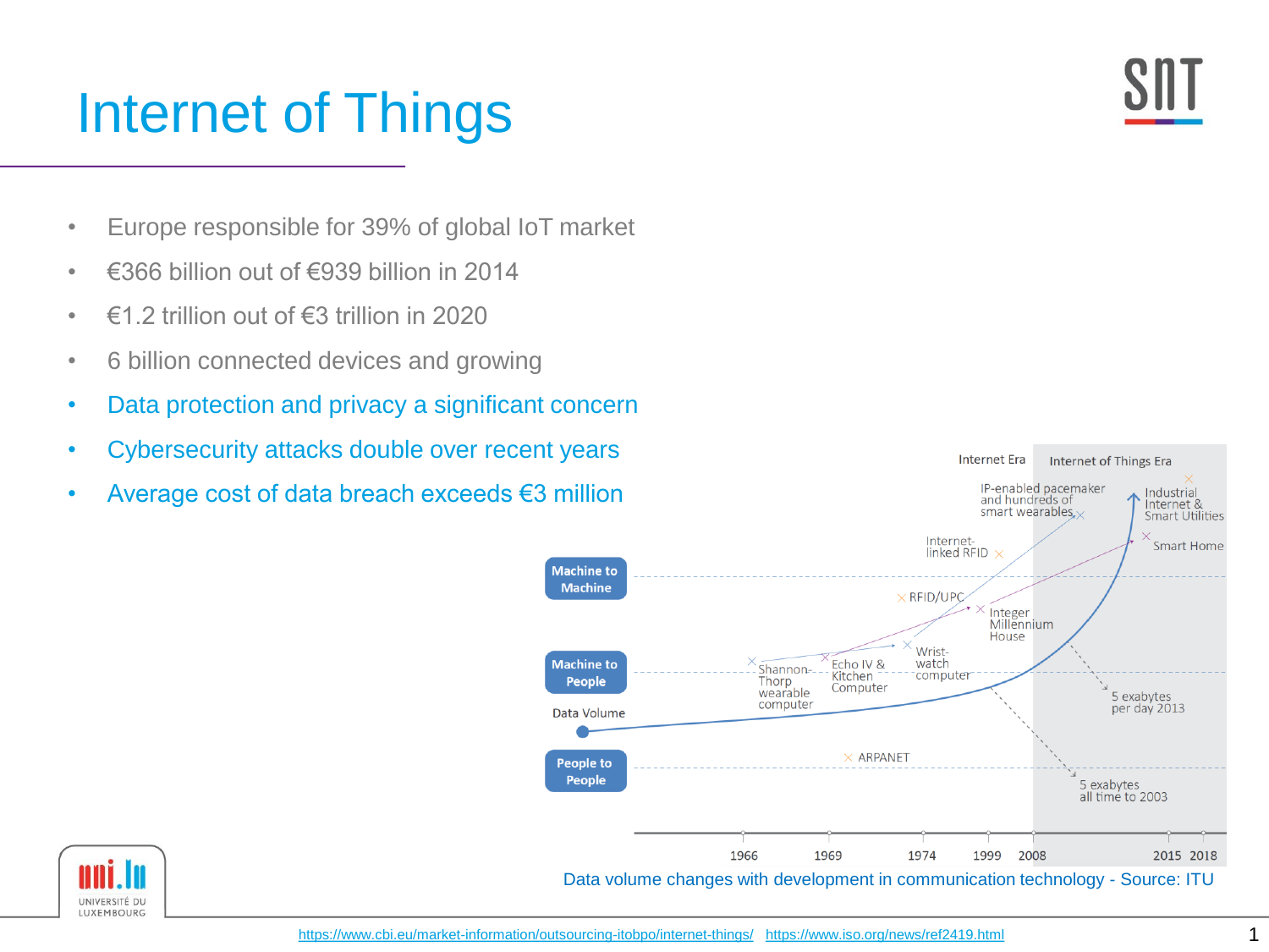# Internet of Things

- Europe responsible for 39% of global IoT market
- €366 billion out of €939 billion in 2014
- €1.2 trillion out of €3 trillion in 2020
- 6 billion connected devices and growing
- Data protection and privacy a significant concern
- Cybersecurity attacks double over recent years
- Average cost of data breach exceeds €3 million

Data volume changes with development in communication technology - Source: ITU

https://www.cbi.eu/market-information/outsourcing-itobpo/internet-things/ https://www.iso.org/news/ref2419.html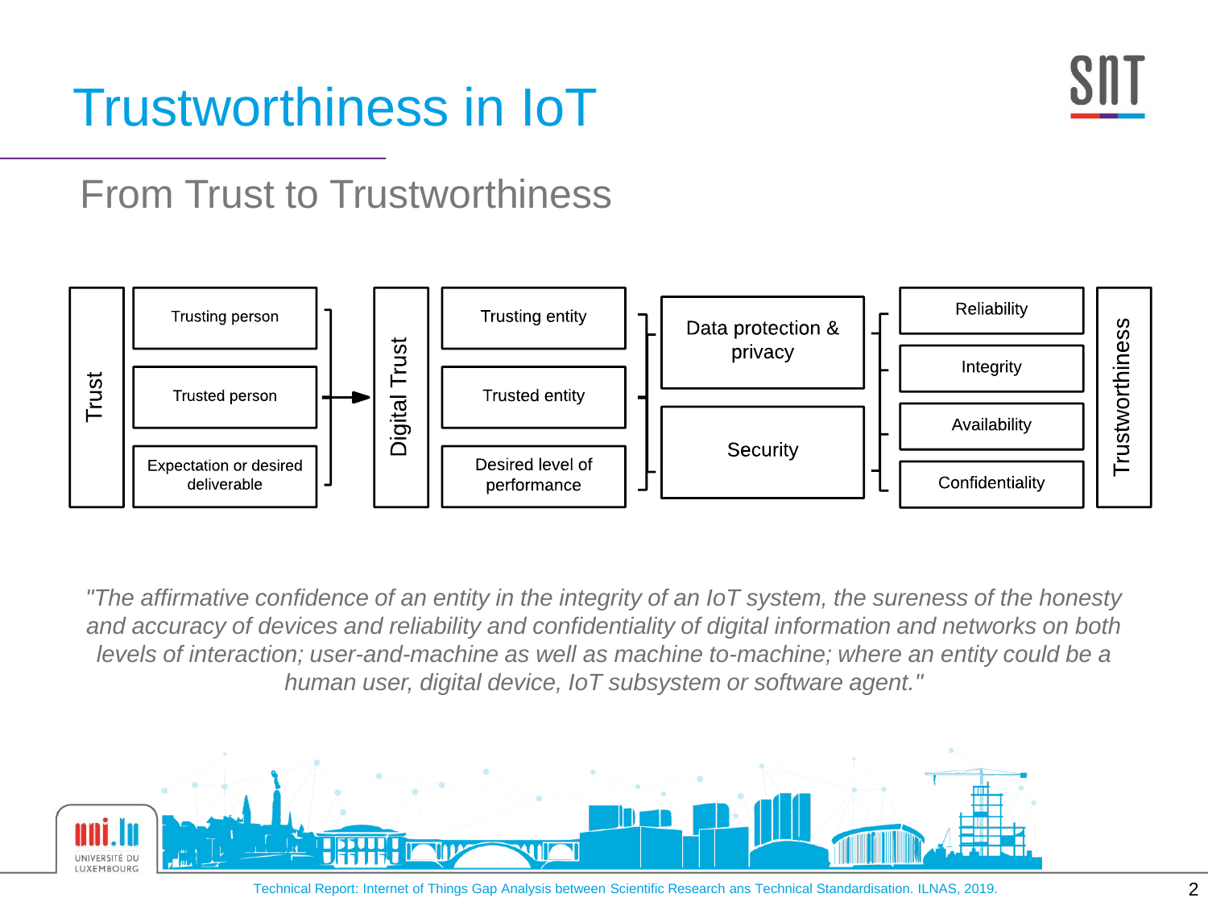# Trustworthiness in IoT

## From Trust to Trustworthiness

Trust

- Trusting person
- Trusted person
- Expectation or desired deliverable

→ Digital Trust

- Trusting entity
- Trusted entity
- Desired level of performance

- Data protection & privacy
- Security

- Reliability
- Integrity
- Availability
- Confidentiality

Trustworthiness

*"The affirmative confidence of an entity in the integrity of an IoT system, the sureness of the honesty and accuracy of devices and reliability and confidentiality of digital information and networks on both levels of interaction; user-and-machine as well as machine to-machine; where an entity could be a human user, digital device, IoT subsystem or software agent."*

Technical Report: Internet of Things Gap Analysis between Scientific Research ans Technical Standardisation. ILNAS, 2019.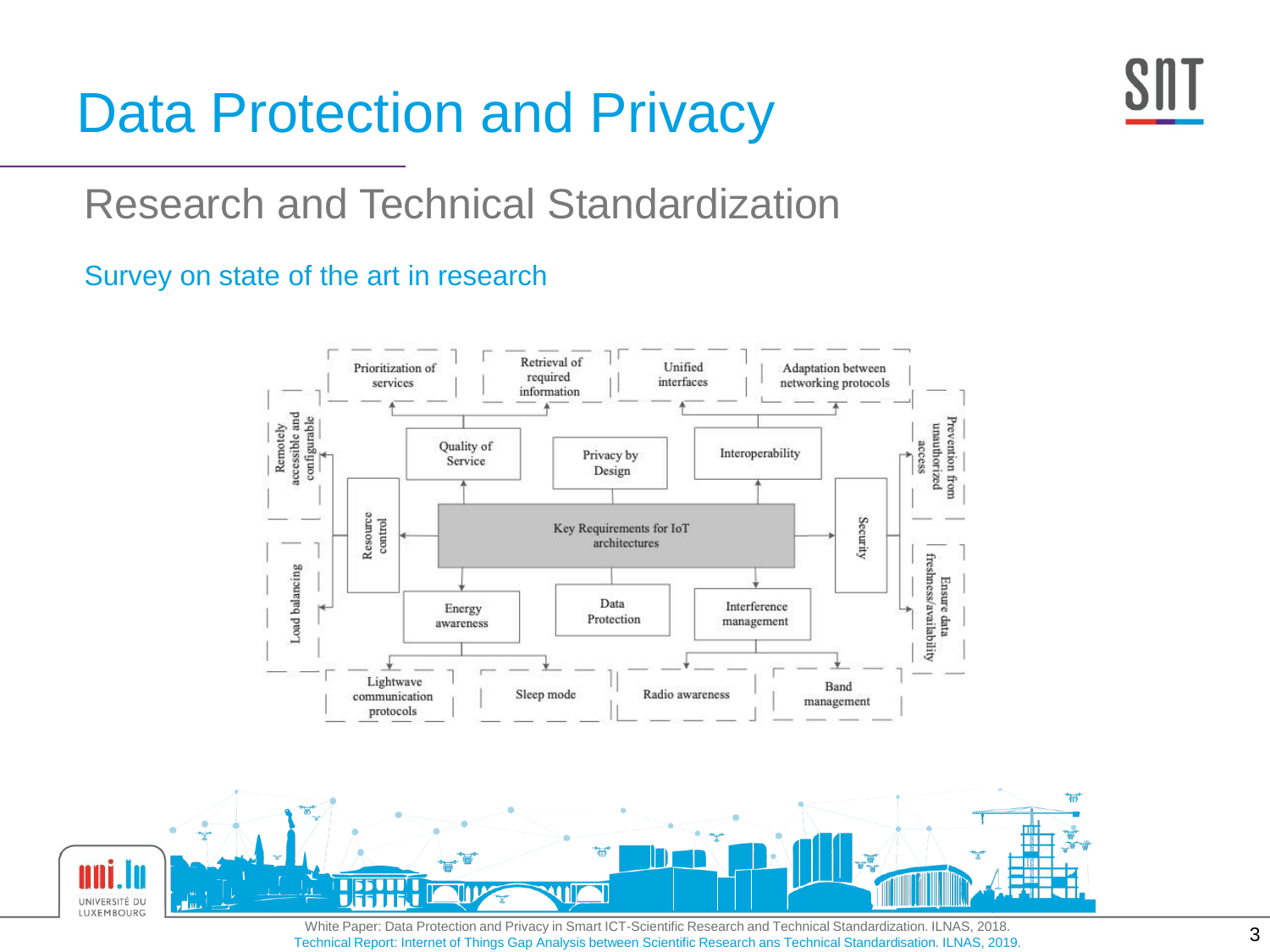# Data Protection and Privacy

## Research and Technical Standardization

### Survey on state of the art in research

Key Requirements for IoT architectures

- Quality of Service
  - Prioritization of services
  - Retrieval of required information
- Privacy by Design
- Interoperability
  - Unified interfaces
  - Adaptation between networking protocols
- Resource control
  - Remotely accessible and configurable
  - Load balancing
- Security
  - Prevention from unauthorized access
  - Ensure data freshness/availability
- Energy awareness
  - Lightwave communication protocols
  - Sleep mode
- Data Protection
- Interference management
  - Radio awareness
  - Band management

White Paper: Data Protection and Privacy in Smart ICT-Scientific Research and Technical Standardization. ILNAS, 2018.
Technical Report: Internet of Things Gap Analysis between Scientific Research ans Technical Standardisation. ILNAS, 2019.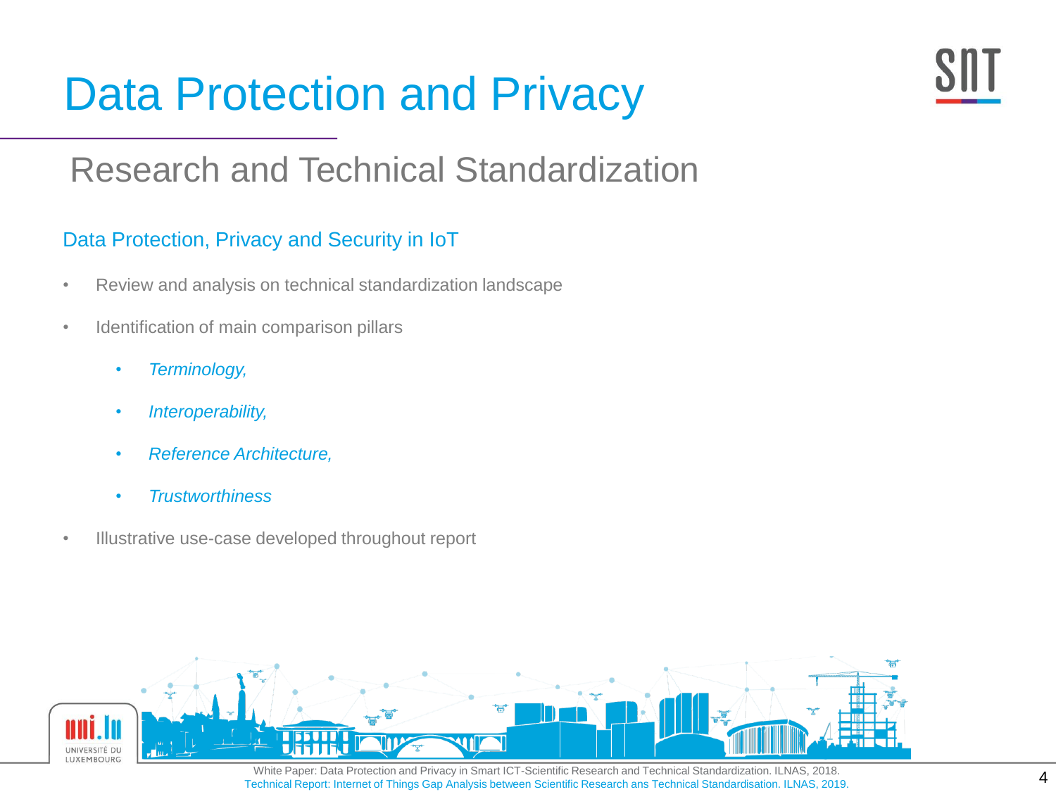# Data Protection and Privacy

## Research and Technical Standardization

### Data Protection, Privacy and Security in IoT

- Review and analysis on technical standardization landscape
- Identification of main comparison pillars
  - *Terminology,*
  - *Interoperability,*
  - *Reference Architecture,*
  - *Trustworthiness*
- Illustrative use-case developed throughout report

White Paper: Data Protection and Privacy in Smart ICT-Scientific Research and Technical Standardization. ILNAS, 2018.
Technical Report: Internet of Things Gap Analysis between Scientific Research ans Technical Standardisation. ILNAS, 2019.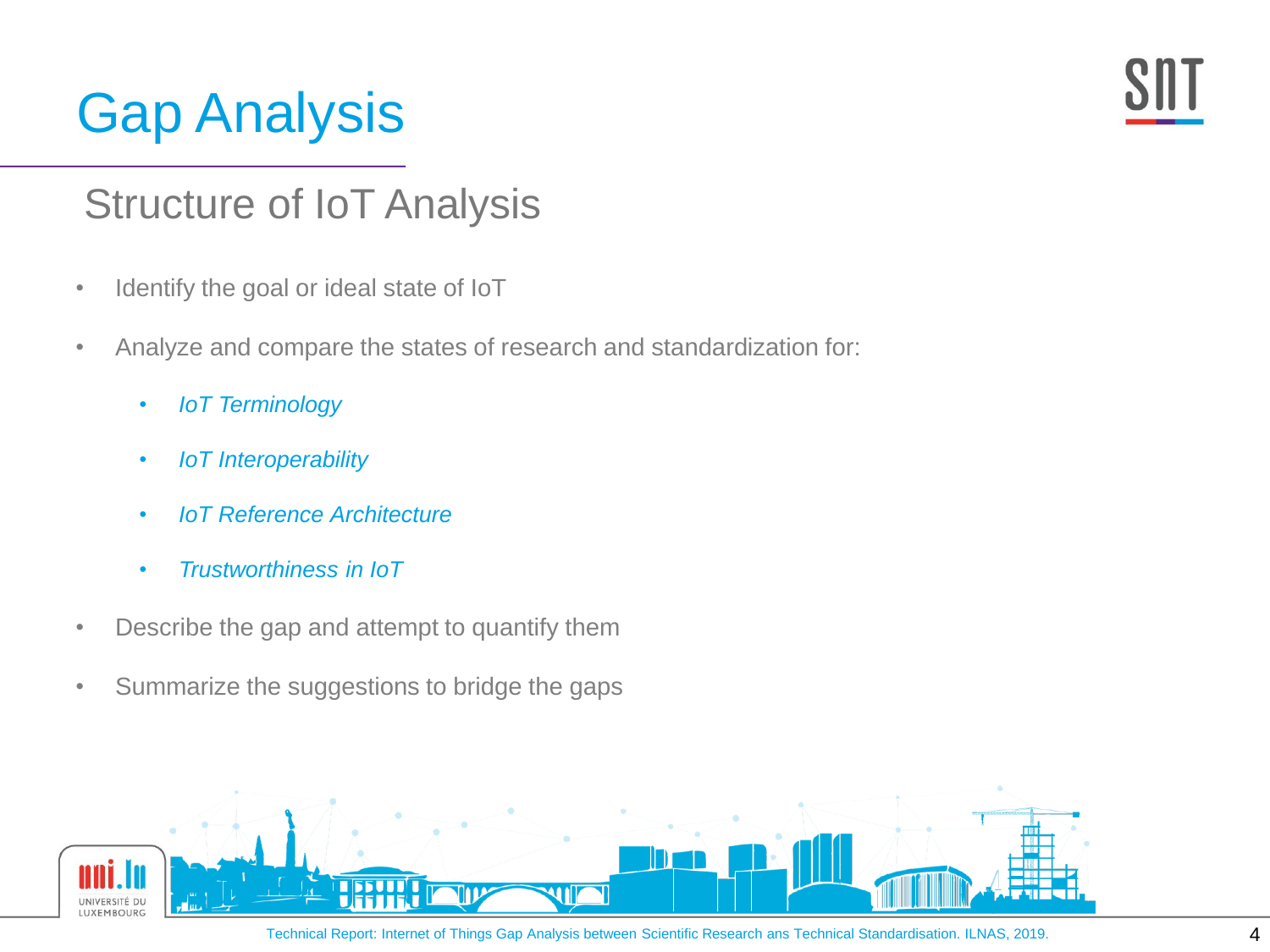# Gap Analysis

## Structure of IoT Analysis

- Identify the goal or ideal state of IoT
- Analyze and compare the states of research and standardization for:
  - *IoT Terminology*
  - *IoT Interoperability*
  - *IoT Reference Architecture*
  - *Trustworthiness in IoT*
- Describe the gap and attempt to quantify them
- Summarize the suggestions to bridge the gaps

Technical Report: Internet of Things Gap Analysis between Scientific Research ans Technical Standardisation. ILNAS, 2019.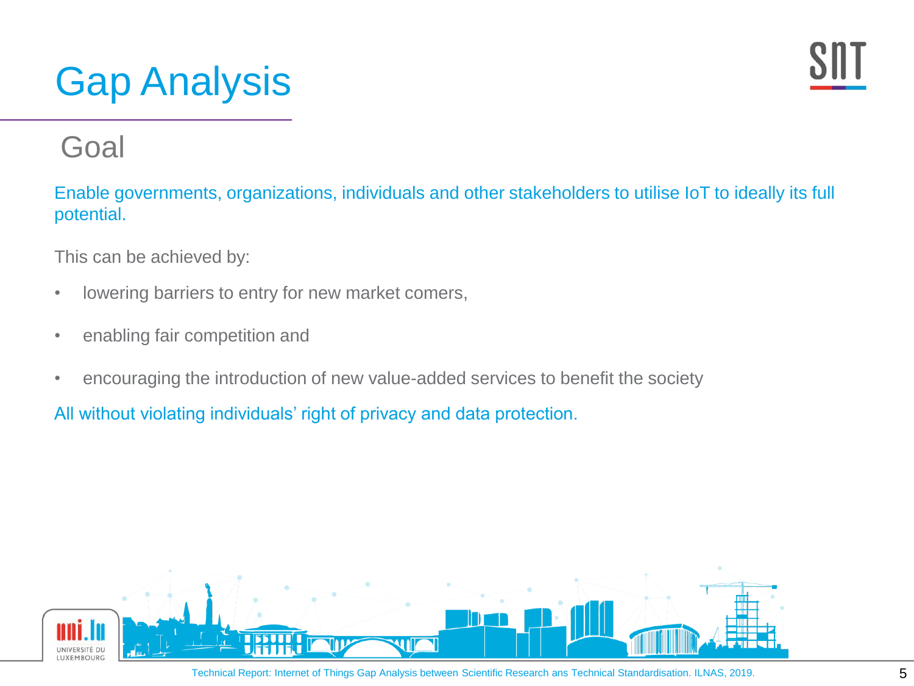# Gap Analysis

## Goal

Enable governments, organizations, individuals and other stakeholders to utilise IoT to ideally its full potential.

This can be achieved by:

- lowering barriers to entry for new market comers,
- enabling fair competition and
- encouraging the introduction of new value-added services to benefit the society

All without violating individuals' right of privacy and data protection.

Technical Report: Internet of Things Gap Analysis between Scientific Research ans Technical Standardisation. ILNAS, 2019.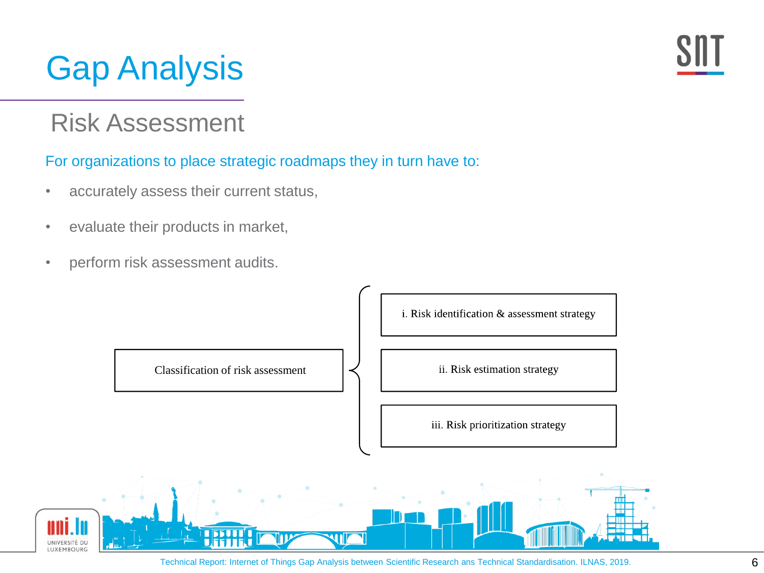# Gap Analysis

## Risk Assessment

For organizations to place strategic roadmaps they in turn have to:

- accurately assess their current status,
- evaluate their products in market,
- perform risk assessment audits.

Classification of risk assessment

- i. Risk identification & assessment strategy
- ii. Risk estimation strategy
- iii. Risk prioritization strategy

Technical Report: Internet of Things Gap Analysis between Scientific Research ans Technical Standardisation. ILNAS, 2019.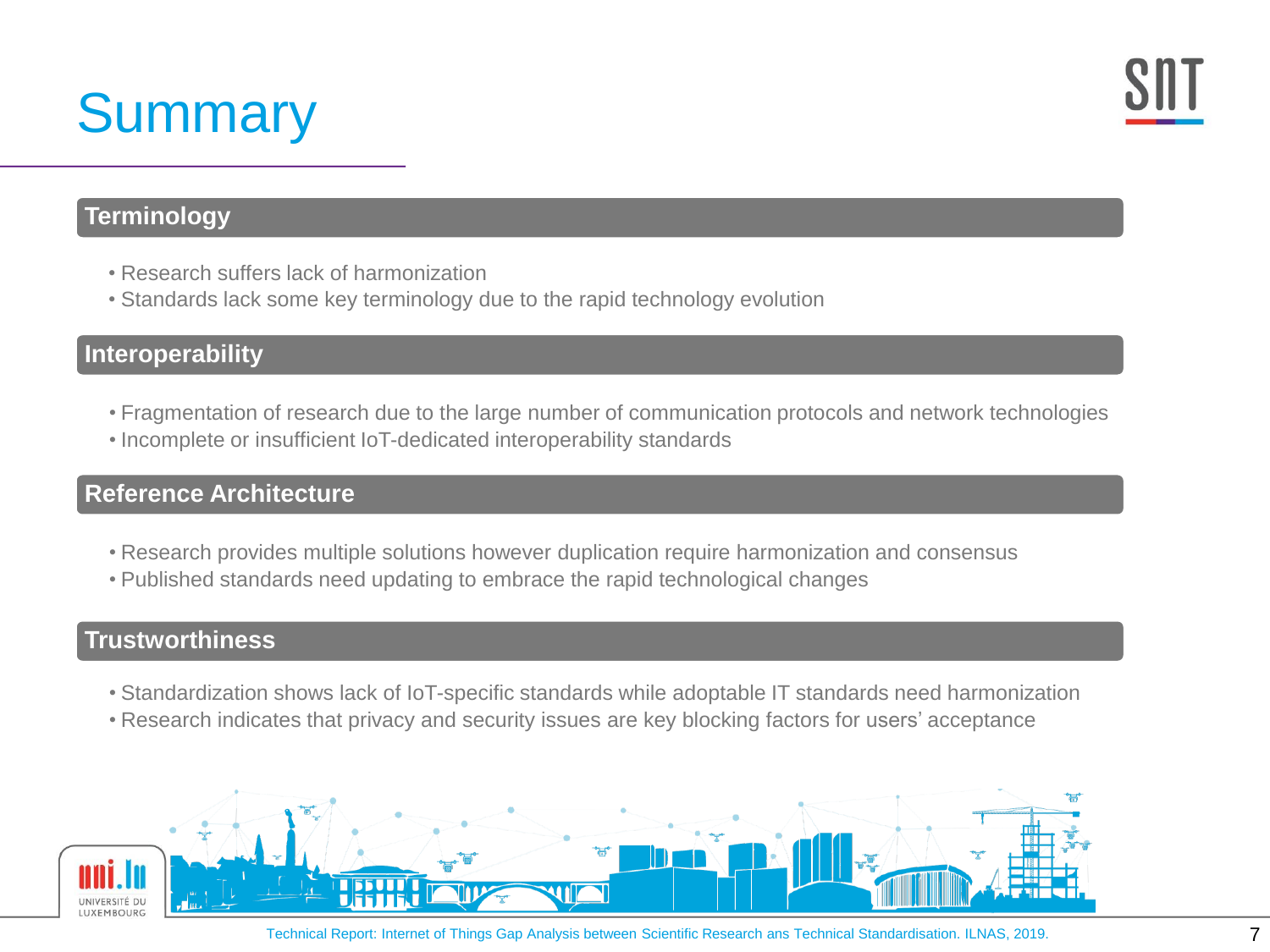# Summary

## Terminology

- Research suffers lack of harmonization
- Standards lack some key terminology due to the rapid technology evolution

## Interoperability

- Fragmentation of research due to the large number of communication protocols and network technologies
- Incomplete or insufficient IoT-dedicated interoperability standards

## Reference Architecture

- Research provides multiple solutions however duplication require harmonization and consensus
- Published standards need updating to embrace the rapid technological changes

## Trustworthiness

- Standardization shows lack of IoT-specific standards while adoptable IT standards need harmonization
- Research indicates that privacy and security issues are key blocking factors for users' acceptance

Technical Report: Internet of Things Gap Analysis between Scientific Research ans Technical Standardisation. ILNAS, 2019.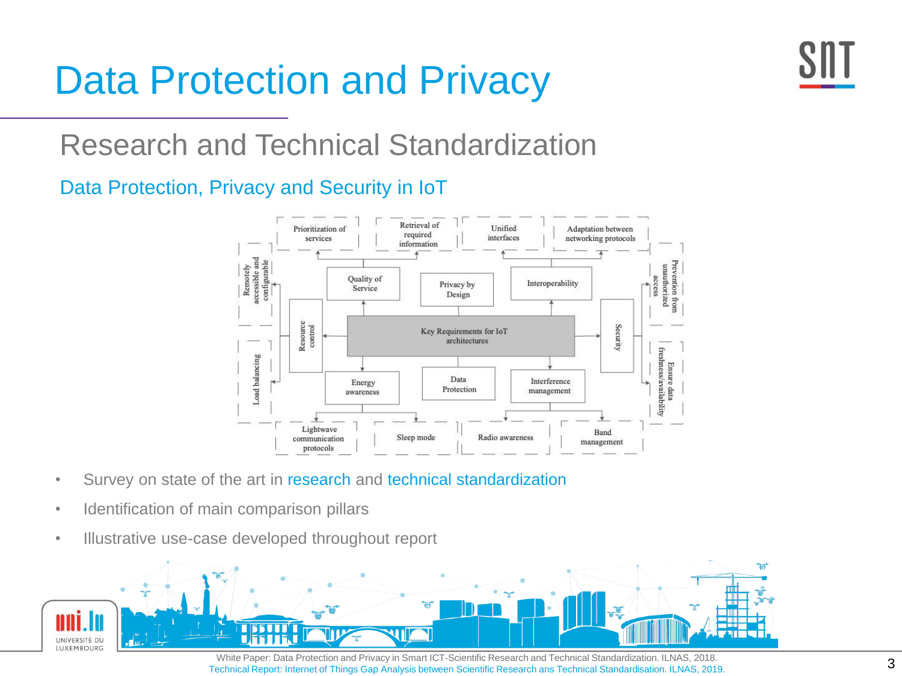# Data Protection and Privacy

## Research and Technical Standardization

### Data Protection, Privacy and Security in IoT

Prioritization of services
Retrieval of required information
Unified interfaces
Adaptation between networking protocols
Remotely accessible and configurable
Prevention from unauthorized access
Quality of Service
Privacy by Design
Interoperability
Resource control
Key Requirements for IoT architectures
Security
Load balancing
Ensure data freshness/availability
Energy awareness
Data Protection
Interference management
Lightwave communication protocols
Sleep mode
Radio awareness
Band management

- Survey on state of the art in research and technical standardization
- Identification of main comparison pillars
- Illustrative use-case developed throughout report

White Paper: Data Protection and Privacy in Smart ICT-Scientific Research and Technical Standardization. ILNAS, 2018.
Technical Report: Internet of Things Gap Analysis between Scientific Research ans Technical Standardisation. ILNAS, 2019.